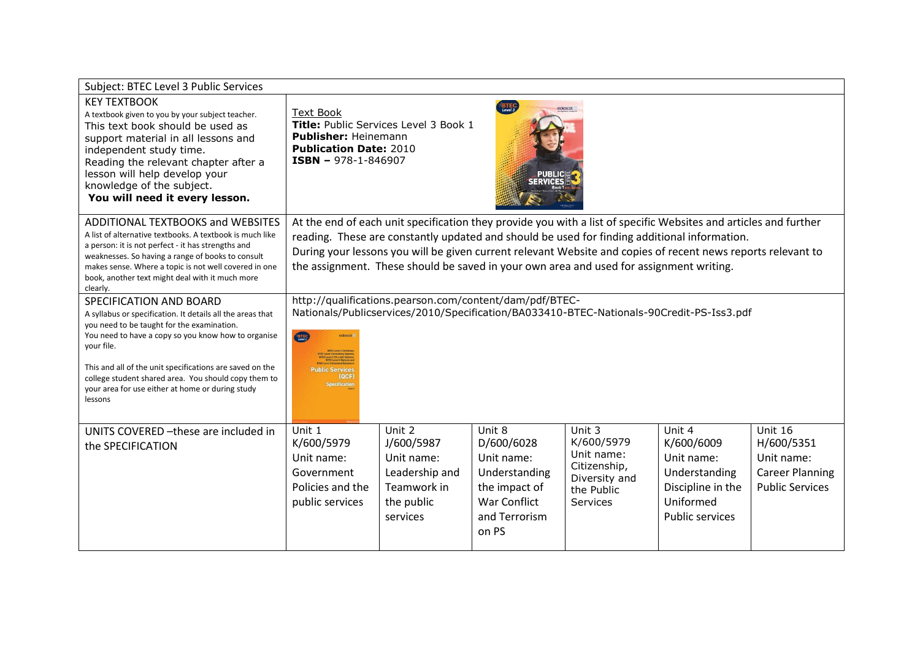| Subject: BTEC Level 3 Public Services | | | | | | |
|---|---|---|---|---|---|---|
| KEY TEXTBOOK<br>A textbook given to you by your subject teacher.<br>This text book should be used as support material in all lessons and independent study time.<br>Reading the relevant chapter after a lesson will help develop your knowledge of the subject.<br>**You will need it every lesson.** | Text Book<br>**Title:** Public Services Level 3 Book 1<br>**Publisher:** Heinemann<br>**Publication Date:** 2010<br>**ISBN –** 978-1-846907 | | | | | |
| ADDITIONAL TEXTBOOKS and WEBSITES<br>A list of alternative textbooks. A textbook is much like a person: it is not perfect - it has strengths and weaknesses. So having a range of books to consult makes sense. Where a topic is not well covered in one book, another text might deal with it much more clearly. | At the end of each unit specification they provide you with a list of specific Websites and articles and further reading. These are constantly updated and should be used for finding additional information.<br>During your lessons you will be given current relevant Website and copies of recent news reports relevant to the assignment. These should be saved in your own area and used for assignment writing. | | | | | |
| SPECIFICATION AND BOARD<br>A syllabus or specification. It details all the areas that you need to be taught for the examination.<br>You need to have a copy so you know how to organise your file.<br><br>This and all of the unit specifications are saved on the college student shared area. You should copy them to your area for use either at home or during study lessons | http://qualifications.pearson.com/content/dam/pdf/BTEC-Nationals/Publicservices/2010/Specification/BA033410-BTEC-Nationals-90Credit-PS-Iss3.pdf | | | | | |
| UNITS COVERED –these are included in the SPECIFICATION | Unit 1<br>K/600/5979<br>Unit name:<br>Government Policies and the public services | Unit 2<br>J/600/5987<br>Unit name:<br>Leadership and Teamwork in the public services | Unit 8<br>D/600/6028<br>Unit name:<br>Understanding the impact of War Conflict and Terrorism on PS | Unit 3<br>K/600/5979<br>Unit name:<br>Citizenship, Diversity and the Public Services | Unit 4<br>K/600/6009<br>Unit name:<br>Understanding Discipline in the Uniformed Public services | Unit 16<br>H/600/5351<br>Unit name:<br>Career Planning Public Services |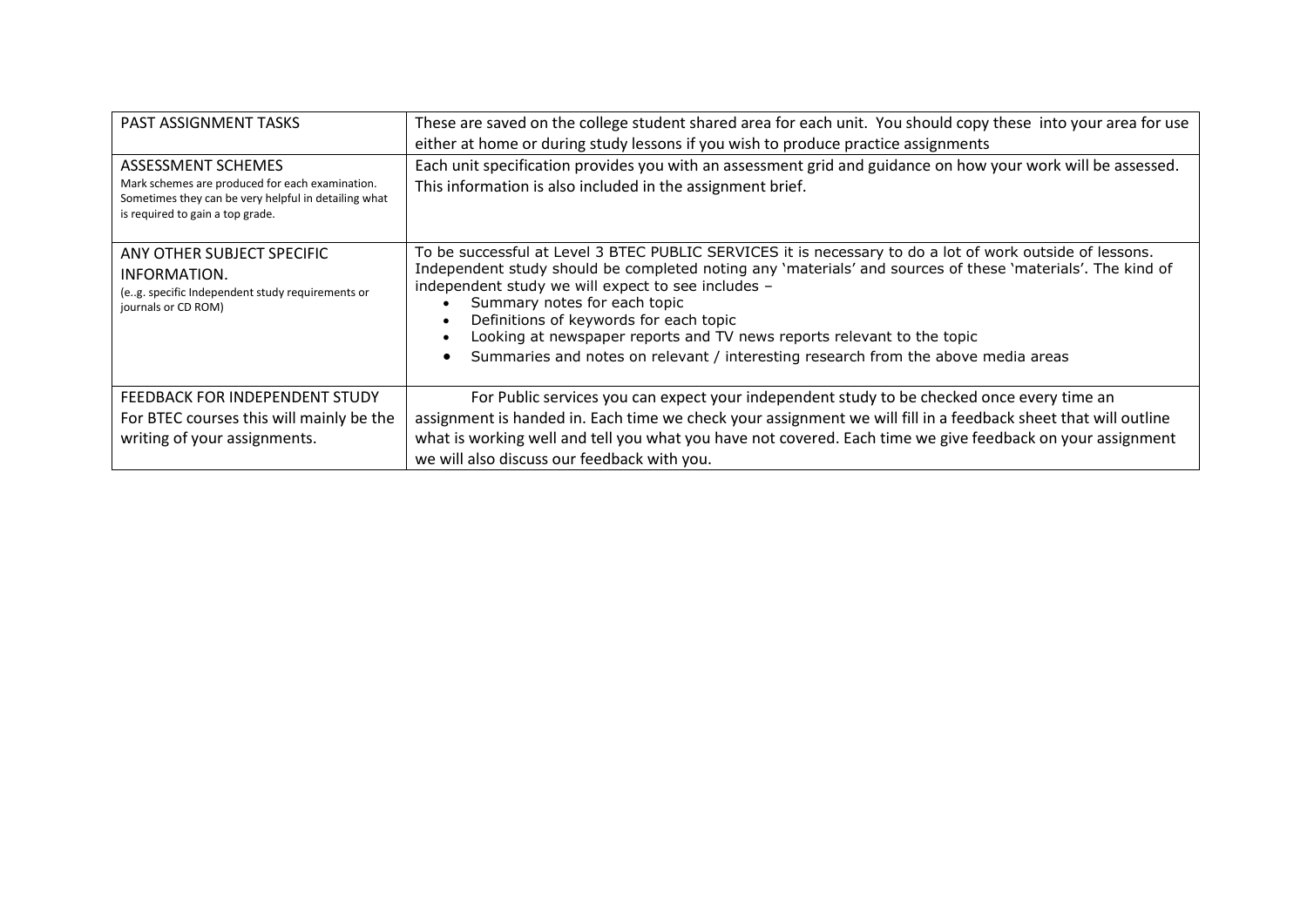| | |
|---|---|
| PAST ASSIGNMENT TASKS | These are saved on the college student shared area for each unit. You should copy these into your area for use either at home or during study lessons if you wish to produce practice assignments |
| ASSESSMENT SCHEMES<br>Mark schemes are produced for each examination. Sometimes they can be very helpful in detailing what is required to gain a top grade. | Each unit specification provides you with an assessment grid and guidance on how your work will be assessed. This information is also included in the assignment brief. |
| ANY OTHER SUBJECT SPECIFIC INFORMATION.<br>(e..g. specific Independent study requirements or journals or CD ROM) | To be successful at Level 3 BTEC PUBLIC SERVICES it is necessary to do a lot of work outside of lessons. Independent study should be completed noting any 'materials' and sources of these 'materials'. The kind of independent study we will expect to see includes –<br>• Summary notes for each topic<br>• Definitions of keywords for each topic<br>• Looking at newspaper reports and TV news reports relevant to the topic<br>• Summaries and notes on relevant / interesting research from the above media areas |
| FEEDBACK FOR INDEPENDENT STUDY<br>For BTEC courses this will mainly be the writing of your assignments. | For Public services you can expect your independent study to be checked once every time an assignment is handed in. Each time we check your assignment we will fill in a feedback sheet that will outline what is working well and tell you what you have not covered. Each time we give feedback on your assignment we will also discuss our feedback with you. |